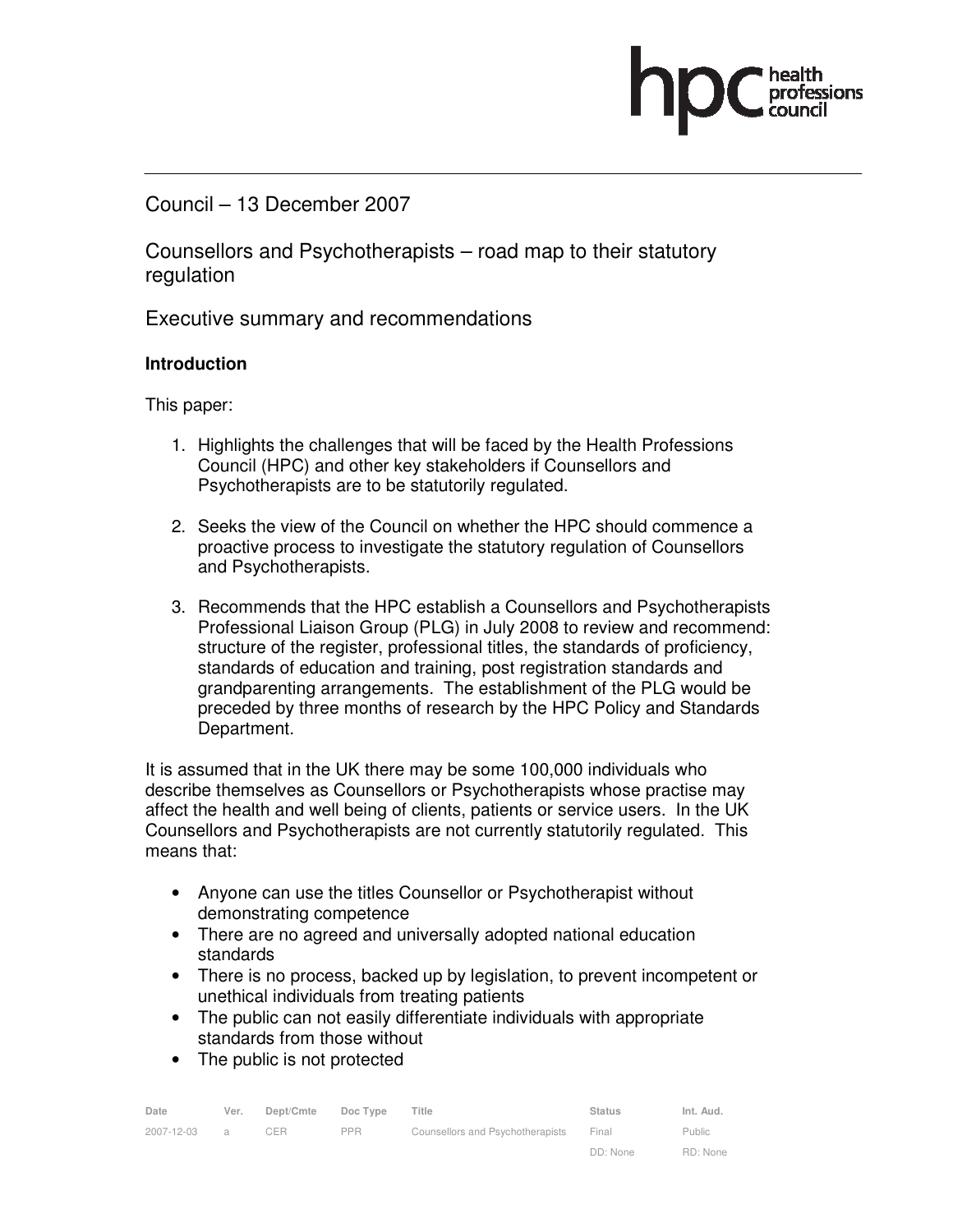Council – 13 December 2007

# Counsellors and Psychotherapists – road map to their statutory regulation

## Executive summary and recommendations

**Introduction**

This paper:

1. Highlights the challenges that will be faced by the Health Professions Council (HPC) and other key stakeholders if Counsellors and Psychotherapists are to be statutorily regulated.

2. Seeks the view of the Council on whether the HPC should commence a proactive process to investigate the statutory regulation of Counsellors and Psychotherapists.

3. Recommends that the HPC establish a Counsellors and Psychotherapists Professional Liaison Group (PLG) in July 2008 to review and recommend: structure of the register, professional titles, the standards of proficiency, standards of education and training, post registration standards and grandparenting arrangements. The establishment of the PLG would be preceded by three months of research by the HPC Policy and Standards Department.

It is assumed that in the UK there may be some 100,000 individuals who describe themselves as Counsellors or Psychotherapists whose practise may affect the health and well being of clients, patients or service users. In the UK Counsellors and Psychotherapists are not currently statutorily regulated. This means that:

- Anyone can use the titles Counsellor or Psychotherapist without demonstrating competence
- There are no agreed and universally adopted national education standards
- There is no process, backed up by legislation, to prevent incompetent or unethical individuals from treating patients
- The public can not easily differentiate individuals with appropriate standards from those without
- The public is not protected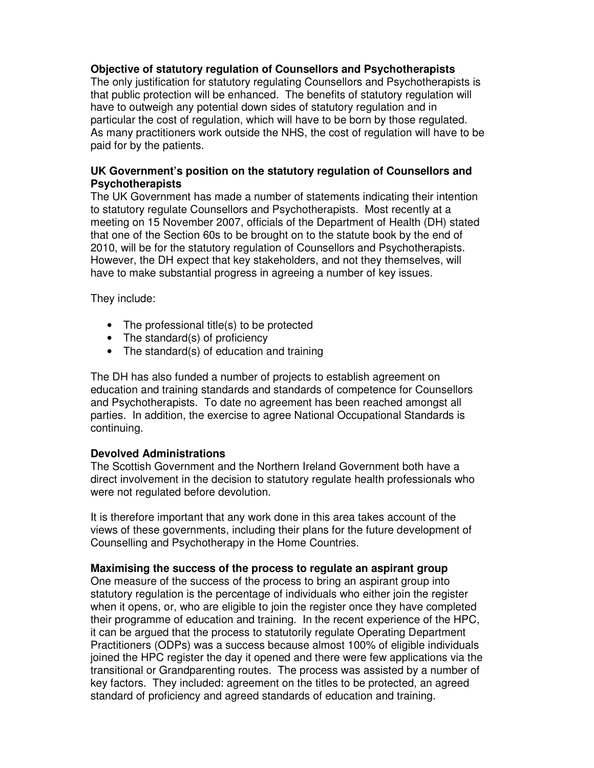**Objective of statutory regulation of Counsellors and Psychotherapists**

The only justification for statutory regulating Counsellors and Psychotherapists is that public protection will be enhanced. The benefits of statutory regulation will have to outweigh any potential down sides of statutory regulation and in particular the cost of regulation, which will have to be born by those regulated. As many practitioners work outside the NHS, the cost of regulation will have to be paid for by the patients.

**UK Government's position on the statutory regulation of Counsellors and Psychotherapists**

The UK Government has made a number of statements indicating their intention to statutory regulate Counsellors and Psychotherapists. Most recently at a meeting on 15 November 2007, officials of the Department of Health (DH) stated that one of the Section 60s to be brought on to the statute book by the end of 2010, will be for the statutory regulation of Counsellors and Psychotherapists. However, the DH expect that key stakeholders, and not they themselves, will have to make substantial progress in agreeing a number of key issues.

They include:

- The professional title(s) to be protected
- The standard(s) of proficiency
- The standard(s) of education and training

The DH has also funded a number of projects to establish agreement on education and training standards and standards of competence for Counsellors and Psychotherapists. To date no agreement has been reached amongst all parties. In addition, the exercise to agree National Occupational Standards is continuing.

**Devolved Administrations**

The Scottish Government and the Northern Ireland Government both have a direct involvement in the decision to statutory regulate health professionals who were not regulated before devolution.

It is therefore important that any work done in this area takes account of the views of these governments, including their plans for the future development of Counselling and Psychotherapy in the Home Countries.

**Maximising the success of the process to regulate an aspirant group**

One measure of the success of the process to bring an aspirant group into statutory regulation is the percentage of individuals who either join the register when it opens, or, who are eligible to join the register once they have completed their programme of education and training. In the recent experience of the HPC, it can be argued that the process to statutorily regulate Operating Department Practitioners (ODPs) was a success because almost 100% of eligible individuals joined the HPC register the day it opened and there were few applications via the transitional or Grandparenting routes. The process was assisted by a number of key factors. They included: agreement on the titles to be protected, an agreed standard of proficiency and agreed standards of education and training.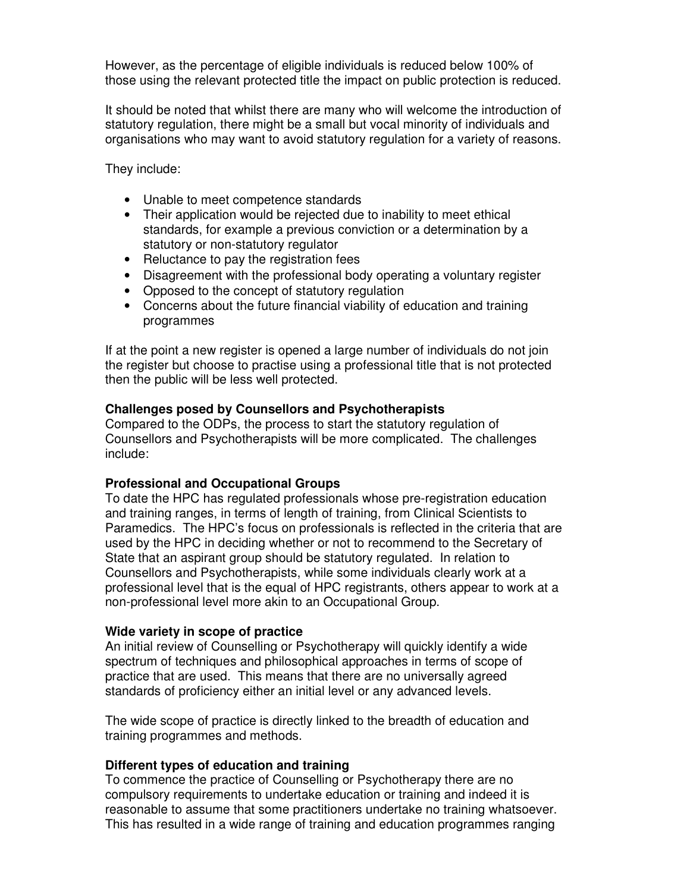However, as the percentage of eligible individuals is reduced below 100% of those using the relevant protected title the impact on public protection is reduced.

It should be noted that whilst there are many who will welcome the introduction of statutory regulation, there might be a small but vocal minority of individuals and organisations who may want to avoid statutory regulation for a variety of reasons.

They include:

- Unable to meet competence standards
- Their application would be rejected due to inability to meet ethical standards, for example a previous conviction or a determination by a statutory or non-statutory regulator
- Reluctance to pay the registration fees
- Disagreement with the professional body operating a voluntary register
- Opposed to the concept of statutory regulation
- Concerns about the future financial viability of education and training programmes

If at the point a new register is opened a large number of individuals do not join the register but choose to practise using a professional title that is not protected then the public will be less well protected.

**Challenges posed by Counsellors and Psychotherapists**

Compared to the ODPs, the process to start the statutory regulation of Counsellors and Psychotherapists will be more complicated. The challenges include:

**Professional and Occupational Groups**

To date the HPC has regulated professionals whose pre-registration education and training ranges, in terms of length of training, from Clinical Scientists to Paramedics. The HPC's focus on professionals is reflected in the criteria that are used by the HPC in deciding whether or not to recommend to the Secretary of State that an aspirant group should be statutory regulated. In relation to Counsellors and Psychotherapists, while some individuals clearly work at a professional level that is the equal of HPC registrants, others appear to work at a non-professional level more akin to an Occupational Group.

**Wide variety in scope of practice**

An initial review of Counselling or Psychotherapy will quickly identify a wide spectrum of techniques and philosophical approaches in terms of scope of practice that are used. This means that there are no universally agreed standards of proficiency either an initial level or any advanced levels.

The wide scope of practice is directly linked to the breadth of education and training programmes and methods.

**Different types of education and training**

To commence the practice of Counselling or Psychotherapy there are no compulsory requirements to undertake education or training and indeed it is reasonable to assume that some practitioners undertake no training whatsoever. This has resulted in a wide range of training and education programmes ranging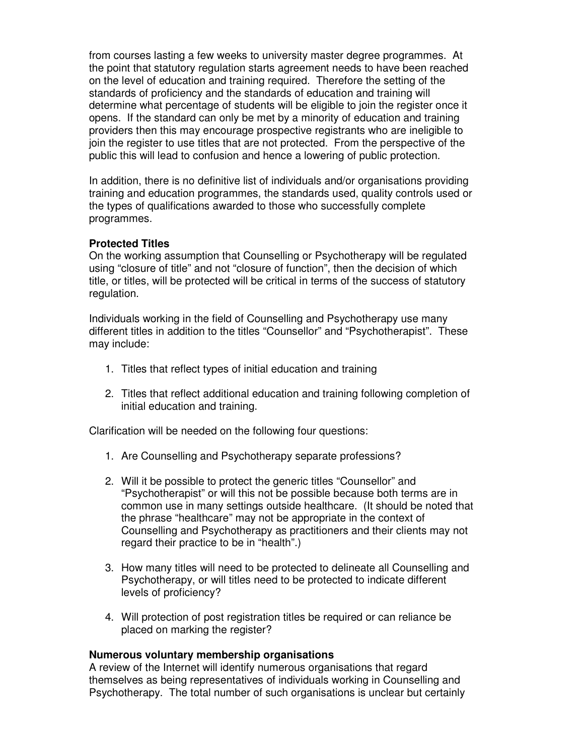from courses lasting a few weeks to university master degree programmes. At the point that statutory regulation starts agreement needs to have been reached on the level of education and training required. Therefore the setting of the standards of proficiency and the standards of education and training will determine what percentage of students will be eligible to join the register once it opens. If the standard can only be met by a minority of education and training providers then this may encourage prospective registrants who are ineligible to join the register to use titles that are not protected. From the perspective of the public this will lead to confusion and hence a lowering of public protection.

In addition, there is no definitive list of individuals and/or organisations providing training and education programmes, the standards used, quality controls used or the types of qualifications awarded to those who successfully complete programmes.

**Protected Titles**

On the working assumption that Counselling or Psychotherapy will be regulated using "closure of title" and not "closure of function", then the decision of which title, or titles, will be protected will be critical in terms of the success of statutory regulation.

Individuals working in the field of Counselling and Psychotherapy use many different titles in addition to the titles "Counsellor" and "Psychotherapist". These may include:

1. Titles that reflect types of initial education and training

2. Titles that reflect additional education and training following completion of initial education and training.

Clarification will be needed on the following four questions:

1. Are Counselling and Psychotherapy separate professions?

2. Will it be possible to protect the generic titles "Counsellor" and "Psychotherapist" or will this not be possible because both terms are in common use in many settings outside healthcare. (It should be noted that the phrase "healthcare" may not be appropriate in the context of Counselling and Psychotherapy as practitioners and their clients may not regard their practice to be in "health".)

3. How many titles will need to be protected to delineate all Counselling and Psychotherapy, or will titles need to be protected to indicate different levels of proficiency?

4. Will protection of post registration titles be required or can reliance be placed on marking the register?

**Numerous voluntary membership organisations**

A review of the Internet will identify numerous organisations that regard themselves as being representatives of individuals working in Counselling and Psychotherapy. The total number of such organisations is unclear but certainly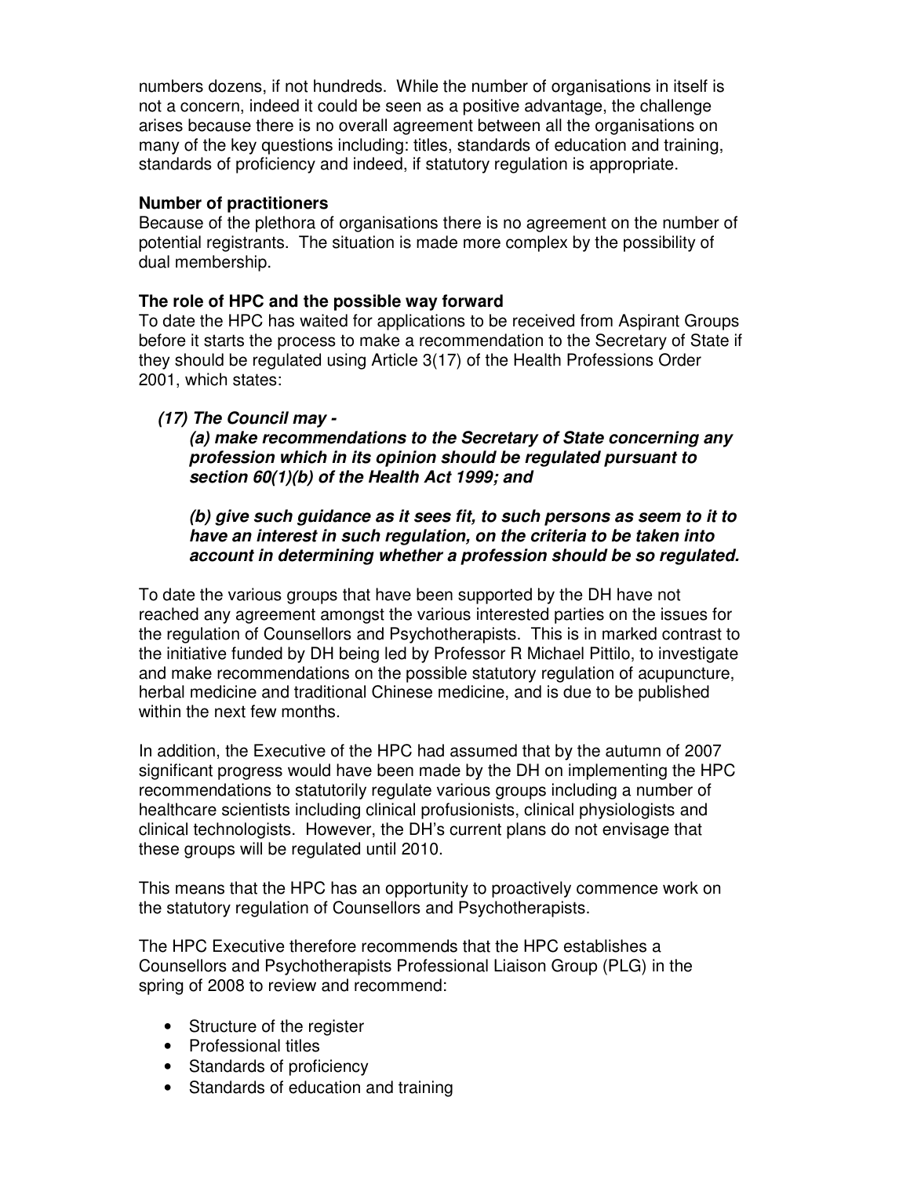numbers dozens, if not hundreds. While the number of organisations in itself is not a concern, indeed it could be seen as a positive advantage, the challenge arises because there is no overall agreement between all the organisations on many of the key questions including: titles, standards of education and training, standards of proficiency and indeed, if statutory regulation is appropriate.

**Number of practitioners**

Because of the plethora of organisations there is no agreement on the number of potential registrants. The situation is made more complex by the possibility of dual membership.

**The role of HPC and the possible way forward**

To date the HPC has waited for applications to be received from Aspirant Groups before it starts the process to make a recommendation to the Secretary of State if they should be regulated using Article 3(17) of the Health Professions Order 2001, which states:

> ***(17) The Council may -***
>
> ***(a) make recommendations to the Secretary of State concerning any profession which in its opinion should be regulated pursuant to section 60(1)(b) of the Health Act 1999; and***
>
> ***(b) give such guidance as it sees fit, to such persons as seem to it to have an interest in such regulation, on the criteria to be taken into account in determining whether a profession should be so regulated.***

To date the various groups that have been supported by the DH have not reached any agreement amongst the various interested parties on the issues for the regulation of Counsellors and Psychotherapists. This is in marked contrast to the initiative funded by DH being led by Professor R Michael Pittilo, to investigate and make recommendations on the possible statutory regulation of acupuncture, herbal medicine and traditional Chinese medicine, and is due to be published within the next few months.

In addition, the Executive of the HPC had assumed that by the autumn of 2007 significant progress would have been made by the DH on implementing the HPC recommendations to statutorily regulate various groups including a number of healthcare scientists including clinical profusionists, clinical physiologists and clinical technologists. However, the DH's current plans do not envisage that these groups will be regulated until 2010.

This means that the HPC has an opportunity to proactively commence work on the statutory regulation of Counsellors and Psychotherapists.

The HPC Executive therefore recommends that the HPC establishes a Counsellors and Psychotherapists Professional Liaison Group (PLG) in the spring of 2008 to review and recommend:

- Structure of the register
- Professional titles
- Standards of proficiency
- Standards of education and training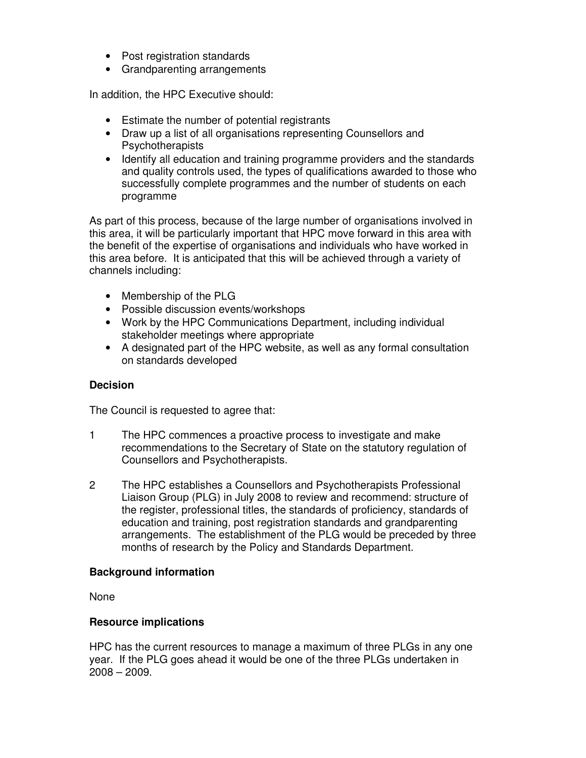- Post registration standards
- Grandparenting arrangements

In addition, the HPC Executive should:

- Estimate the number of potential registrants
- Draw up a list of all organisations representing Counsellors and Psychotherapists
- Identify all education and training programme providers and the standards and quality controls used, the types of qualifications awarded to those who successfully complete programmes and the number of students on each programme

As part of this process, because of the large number of organisations involved in this area, it will be particularly important that HPC move forward in this area with the benefit of the expertise of organisations and individuals who have worked in this area before. It is anticipated that this will be achieved through a variety of channels including:

- Membership of the PLG
- Possible discussion events/workshops
- Work by the HPC Communications Department, including individual stakeholder meetings where appropriate
- A designated part of the HPC website, as well as any formal consultation on standards developed

**Decision**

The Council is requested to agree that:

1 The HPC commences a proactive process to investigate and make recommendations to the Secretary of State on the statutory regulation of Counsellors and Psychotherapists.

2 The HPC establishes a Counsellors and Psychotherapists Professional Liaison Group (PLG) in July 2008 to review and recommend: structure of the register, professional titles, the standards of proficiency, standards of education and training, post registration standards and grandparenting arrangements. The establishment of the PLG would be preceded by three months of research by the Policy and Standards Department.

**Background information**

None

**Resource implications**

HPC has the current resources to manage a maximum of three PLGs in any one year. If the PLG goes ahead it would be one of the three PLGs undertaken in 2008 – 2009.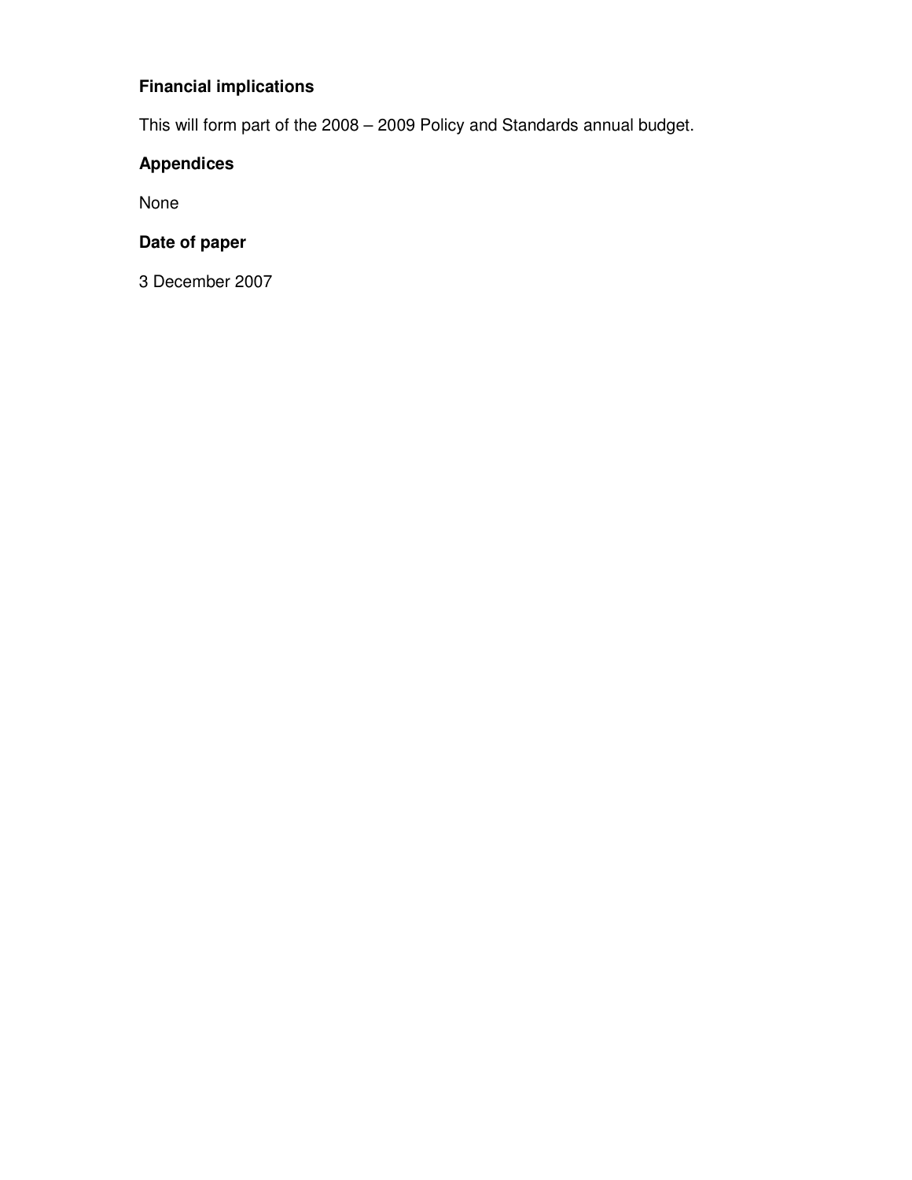**Financial implications**

This will form part of the 2008 – 2009 Policy and Standards annual budget.

**Appendices**

None

**Date of paper**

3 December 2007